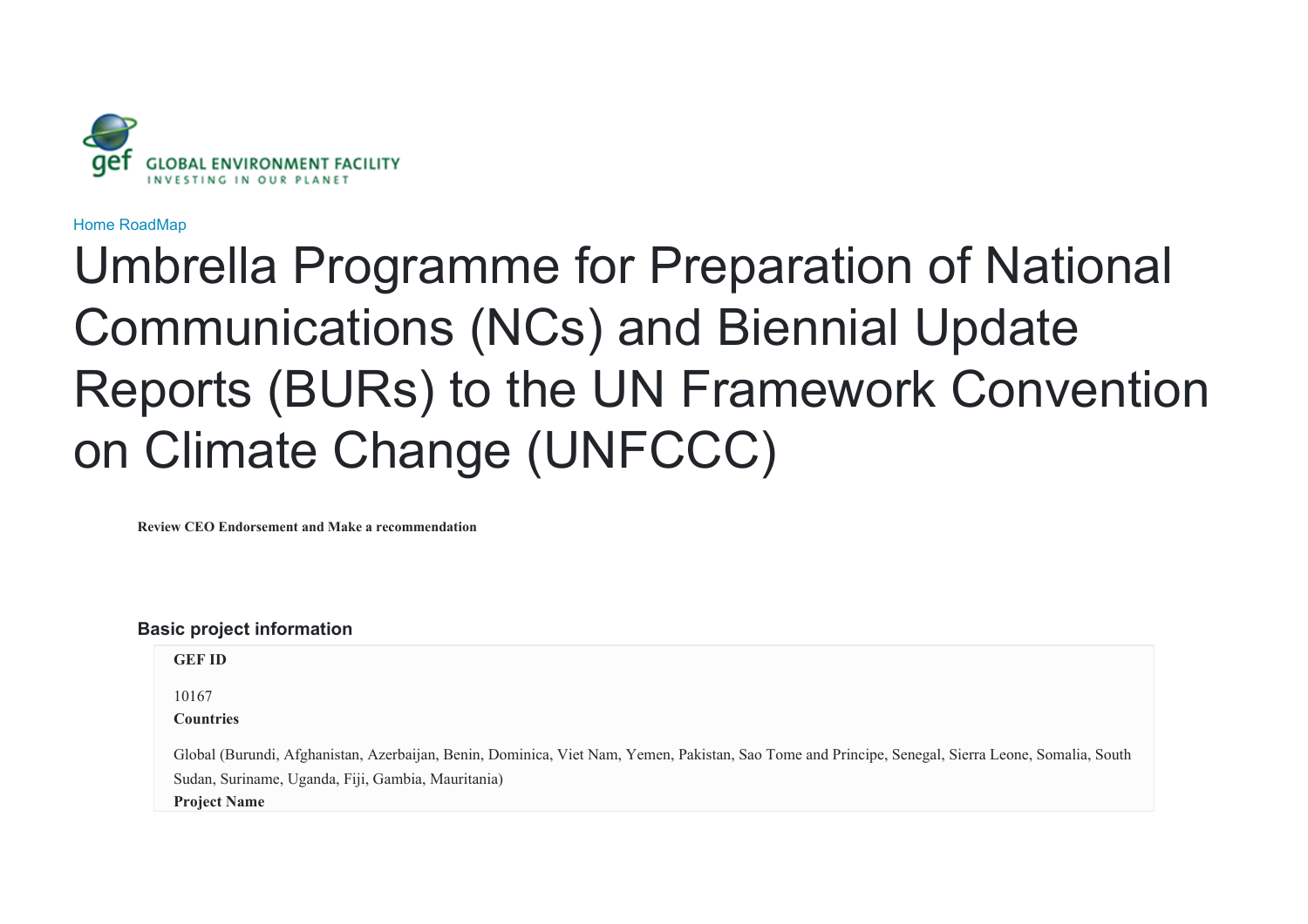Home RoadMap

# Umbrella Programme for Preparation of National Communications (NCs) and Biennial Update Reports (BURs) to the UN Framework Convention on Climate Change (UNFCCC)

**Review CEO Endorsement and Make a recommendation**

## Basic project information

**GEF ID**

10167

**Countries**

Global (Burundi, Afghanistan, Azerbaijan, Benin, Dominica, Viet Nam, Yemen, Pakistan, Sao Tome and Principe, Senegal, Sierra Leone, Somalia, South Sudan, Suriname, Uganda, Fiji, Gambia, Mauritania)

**Project Name**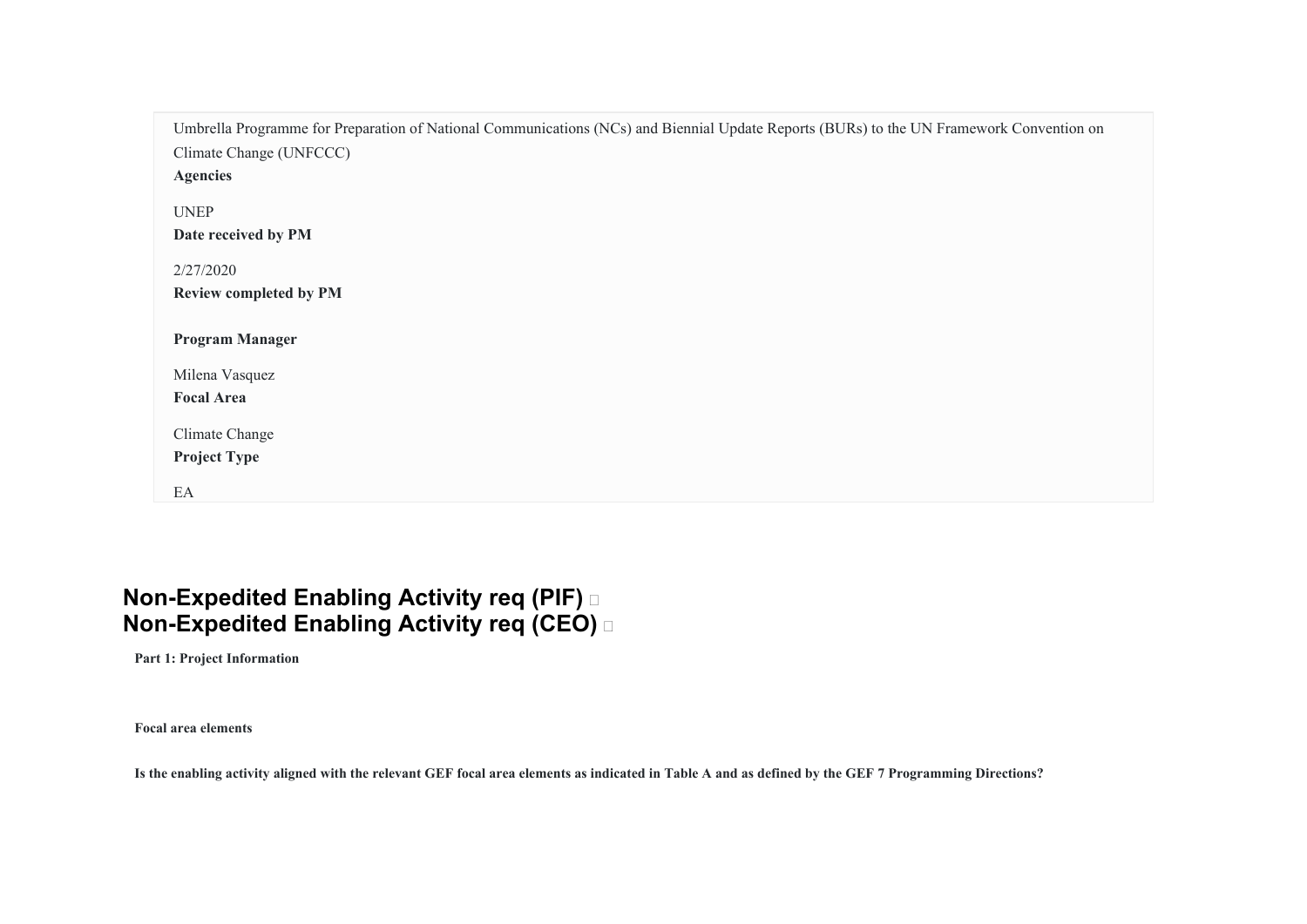Umbrella Programme for Preparation of National Communications (NCs) and Biennial Update Reports (BURs) to the UN Framework Convention on Climate Change (UNFCCC)

**Agencies**

UNEP

**Date received by PM**

2/27/2020

**Review completed by PM**

**Program Manager**

Milena Vasquez

**Focal Area**

Climate Change

**Project Type**

EA

# Non-Expedited Enabling Activity req (PIF)
# Non-Expedited Enabling Activity req (CEO)

**Part 1: Project Information**

**Focal area elements**

**Is the enabling activity aligned with the relevant GEF focal area elements as indicated in Table A and as defined by the GEF 7 Programming Directions?**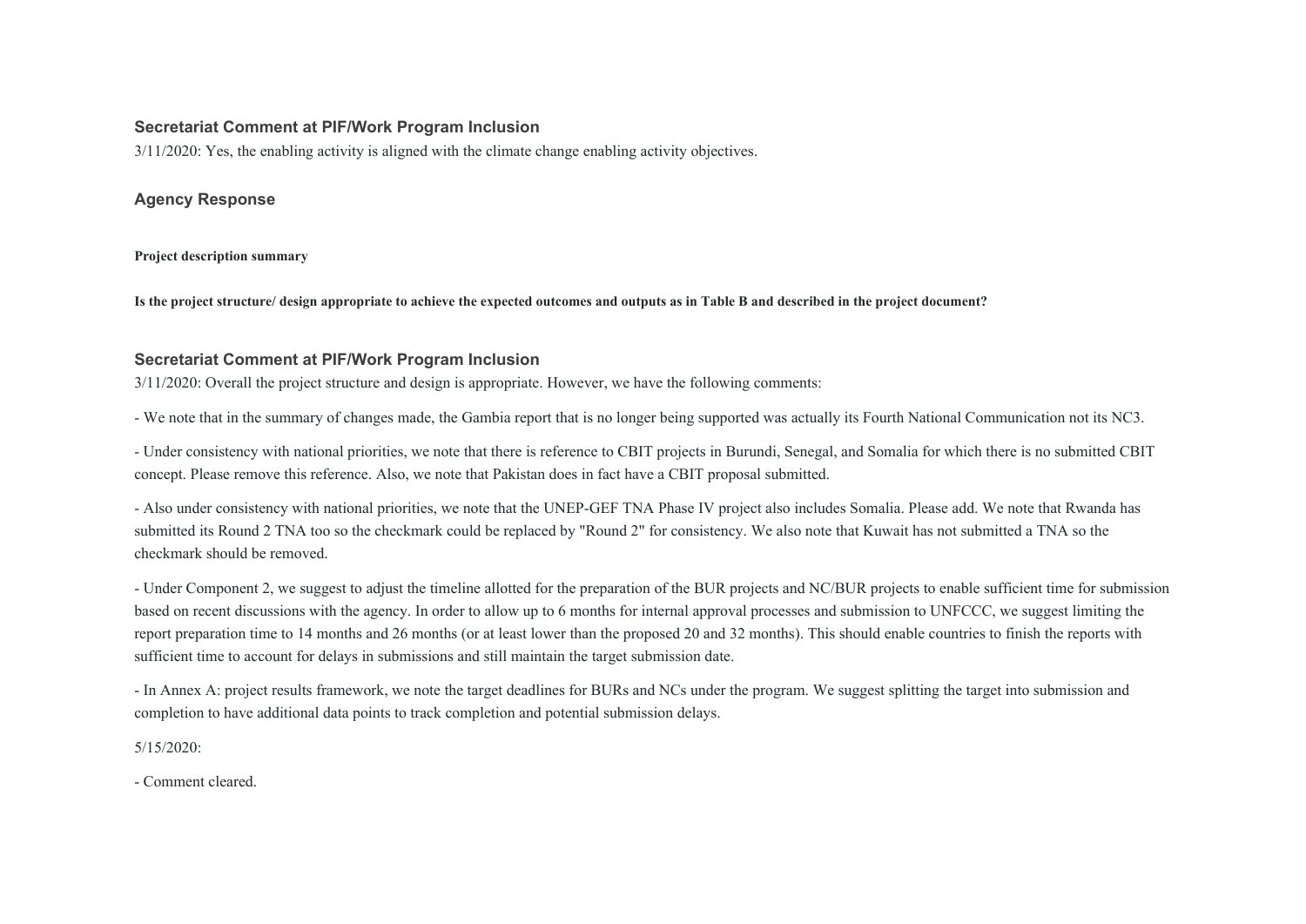### Secretariat Comment at PIF/Work Program Inclusion

3/11/2020: Yes, the enabling activity is aligned with the climate change enabling activity objectives.

### Agency Response

**Project description summary**

**Is the project structure/ design appropriate to achieve the expected outcomes and outputs as in Table B and described in the project document?**

### Secretariat Comment at PIF/Work Program Inclusion

3/11/2020: Overall the project structure and design is appropriate. However, we have the following comments:

- We note that in the summary of changes made, the Gambia report that is no longer being supported was actually its Fourth National Communication not its NC3.

- Under consistency with national priorities, we note that there is reference to CBIT projects in Burundi, Senegal, and Somalia for which there is no submitted CBIT concept. Please remove this reference. Also, we note that Pakistan does in fact have a CBIT proposal submitted.

- Also under consistency with national priorities, we note that the UNEP-GEF TNA Phase IV project also includes Somalia. Please add. We note that Rwanda has submitted its Round 2 TNA too so the checkmark could be replaced by "Round 2" for consistency. We also note that Kuwait has not submitted a TNA so the checkmark should be removed.

- Under Component 2, we suggest to adjust the timeline allotted for the preparation of the BUR projects and NC/BUR projects to enable sufficient time for submission based on recent discussions with the agency. In order to allow up to 6 months for internal approval processes and submission to UNFCCC, we suggest limiting the report preparation time to 14 months and 26 months (or at least lower than the proposed 20 and 32 months). This should enable countries to finish the reports with sufficient time to account for delays in submissions and still maintain the target submission date.

- In Annex A: project results framework, we note the target deadlines for BURs and NCs under the program. We suggest splitting the target into submission and completion to have additional data points to track completion and potential submission delays.

5/15/2020:

- Comment cleared.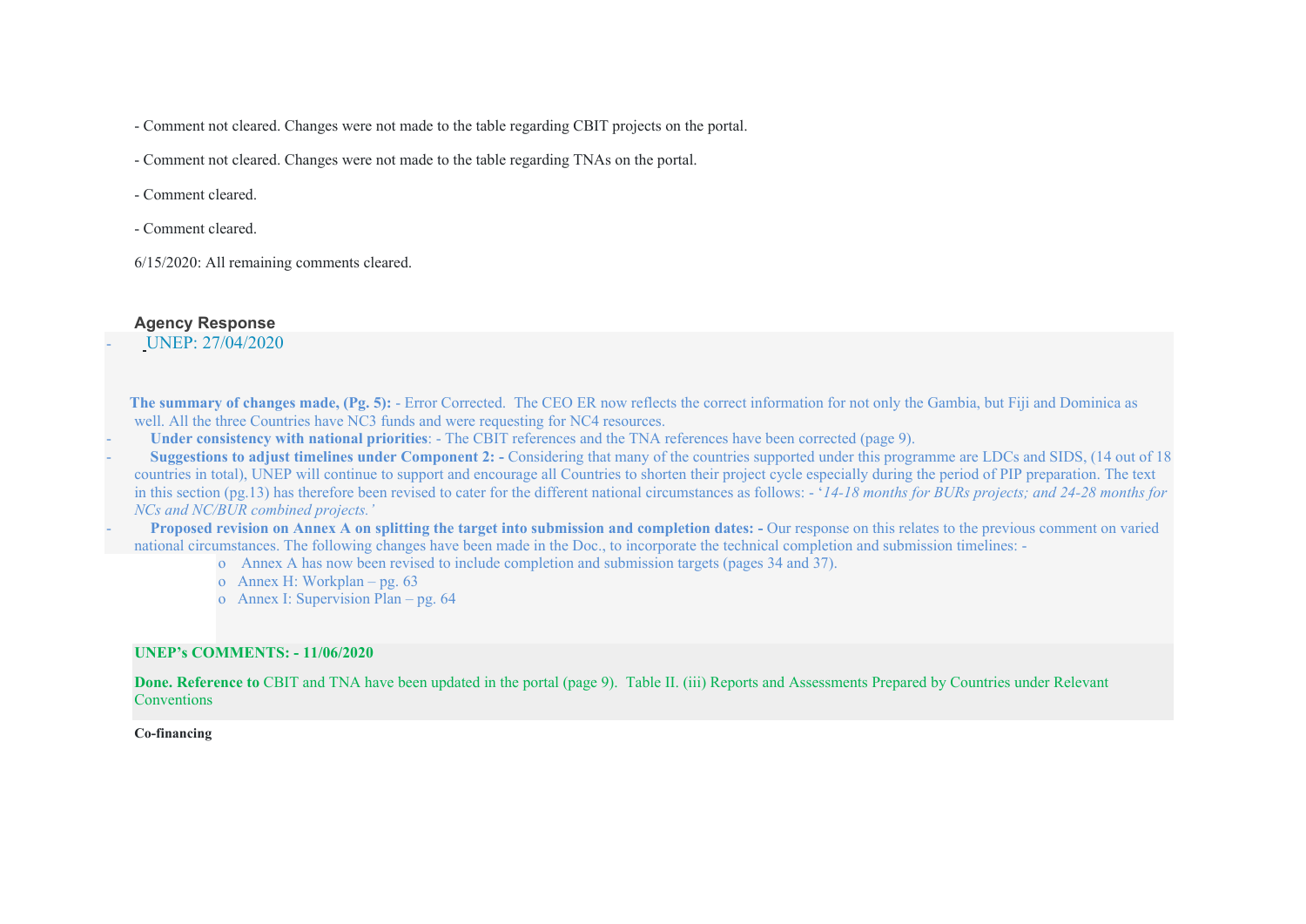- Comment not cleared. Changes were not made to the table regarding CBIT projects on the portal.

- Comment not cleared. Changes were not made to the table regarding TNAs on the portal.

- Comment cleared.

- Comment cleared.

6/15/2020: All remaining comments cleared.

### Agency Response

- UNEP: 27/04/2020

**The summary of changes made, (Pg. 5):** - Error Corrected. The CEO ER now reflects the correct information for not only the Gambia, but Fiji and Dominica as well. All the three Countries have NC3 funds and were requesting for NC4 resources.

- **Under consistency with national priorities**: - The CBIT references and the TNA references have been corrected (page 9).
- **Suggestions to adjust timelines under Component 2: -** Considering that many of the countries supported under this programme are LDCs and SIDS, (14 out of 18 countries in total), UNEP will continue to support and encourage all Countries to shorten their project cycle especially during the period of PIP preparation. The text in this section (pg.13) has therefore been revised to cater for the different national circumstances as follows: - '*14-18 months for BURs projects; and 24-28 months for NCs and NC/BUR combined projects.'*
- **Proposed revision on Annex A on splitting the target into submission and completion dates: -** Our response on this relates to the previous comment on varied national circumstances. The following changes have been made in the Doc., to incorporate the technical completion and submission timelines: -
  - Annex A has now been revised to include completion and submission targets (pages 34 and 37).
  - Annex H: Workplan – pg. 63
  - Annex I: Supervision Plan – pg. 64

**UNEP's COMMENTS: - 11/06/2020**

**Done. Reference to** CBIT and TNA have been updated in the portal (page 9). Table II. (iii) Reports and Assessments Prepared by Countries under Relevant Conventions

**Co-financing**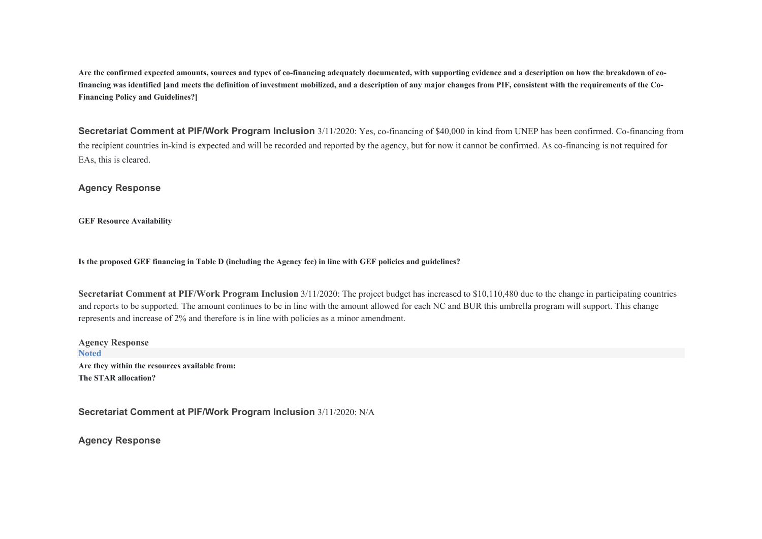**Are the confirmed expected amounts, sources and types of co-financing adequately documented, with supporting evidence and a description on how the breakdown of co-financing was identified [and meets the definition of investment mobilized, and a description of any major changes from PIF, consistent with the requirements of the Co-Financing Policy and Guidelines?]**

**Secretariat Comment at PIF/Work Program Inclusion** 3/11/2020: Yes, co-financing of $40,000 in kind from UNEP has been confirmed. Co-financing from the recipient countries in-kind is expected and will be recorded and reported by the agency, but for now it cannot be confirmed. As co-financing is not required for EAs, this is cleared.

**Agency Response**

**GEF Resource Availability**

**Is the proposed GEF financing in Table D (including the Agency fee) in line with GEF policies and guidelines?**

**Secretariat Comment at PIF/Work Program Inclusion** 3/11/2020: The project budget has increased to $10,110,480 due to the change in participating countries and reports to be supported. The amount continues to be in line with the amount allowed for each NC and BUR this umbrella program will support. This change represents and increase of 2% and therefore is in line with policies as a minor amendment.

**Agency Response**
Noted

**Are they within the resources available from:**
**The STAR allocation?**

**Secretariat Comment at PIF/Work Program Inclusion** 3/11/2020: N/A

**Agency Response**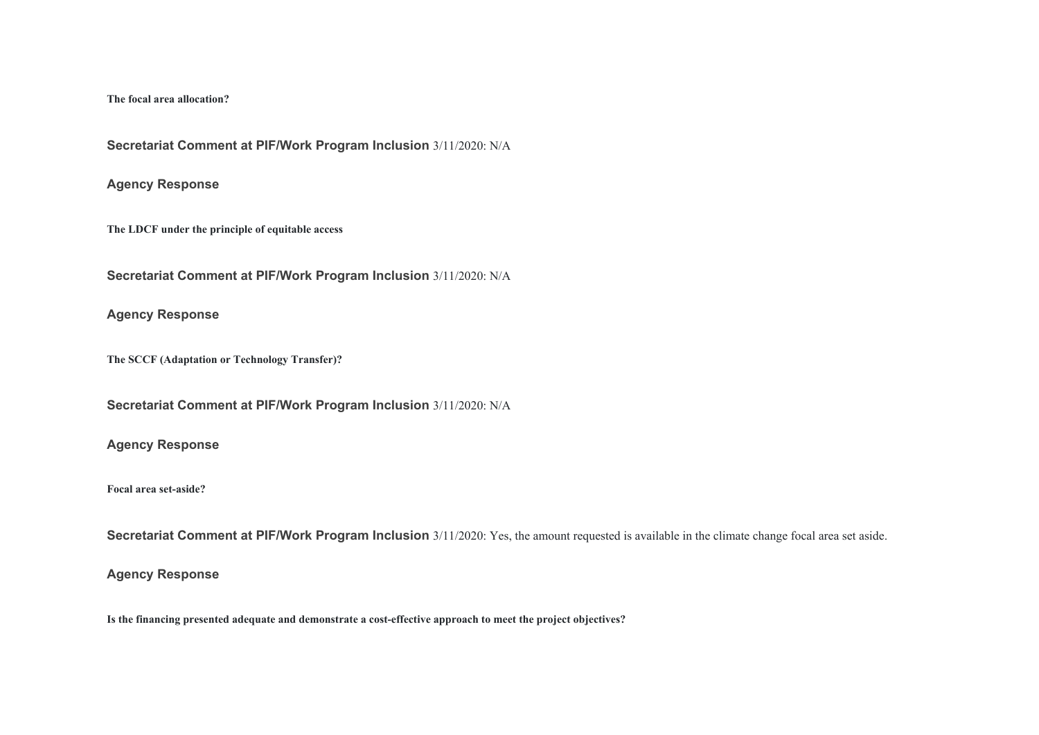**The focal area allocation?**

**Secretariat Comment at PIF/Work Program Inclusion** 3/11/2020: N/A

**Agency Response**

**The LDCF under the principle of equitable access**

**Secretariat Comment at PIF/Work Program Inclusion** 3/11/2020: N/A

**Agency Response**

**The SCCF (Adaptation or Technology Transfer)?**

**Secretariat Comment at PIF/Work Program Inclusion** 3/11/2020: N/A

**Agency Response**

**Focal area set-aside?**

**Secretariat Comment at PIF/Work Program Inclusion** 3/11/2020: Yes, the amount requested is available in the climate change focal area set aside.

**Agency Response**

**Is the financing presented adequate and demonstrate a cost-effective approach to meet the project objectives?**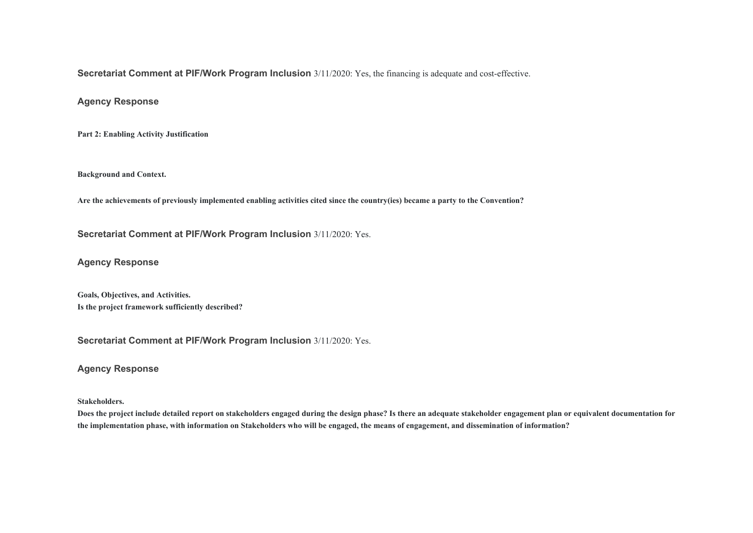**Secretariat Comment at PIF/Work Program Inclusion** 3/11/2020: Yes, the financing is adequate and cost-effective.

**Agency Response**

**Part 2: Enabling Activity Justification**

**Background and Context.**

**Are the achievements of previously implemented enabling activities cited since the country(ies) became a party to the Convention?**

**Secretariat Comment at PIF/Work Program Inclusion** 3/11/2020: Yes.

**Agency Response**

**Goals, Objectives, and Activities.**
**Is the project framework sufficiently described?**

**Secretariat Comment at PIF/Work Program Inclusion** 3/11/2020: Yes.

**Agency Response**

**Stakeholders.**
**Does the project include detailed report on stakeholders engaged during the design phase? Is there an adequate stakeholder engagement plan or equivalent documentation for the implementation phase, with information on Stakeholders who will be engaged, the means of engagement, and dissemination of information?**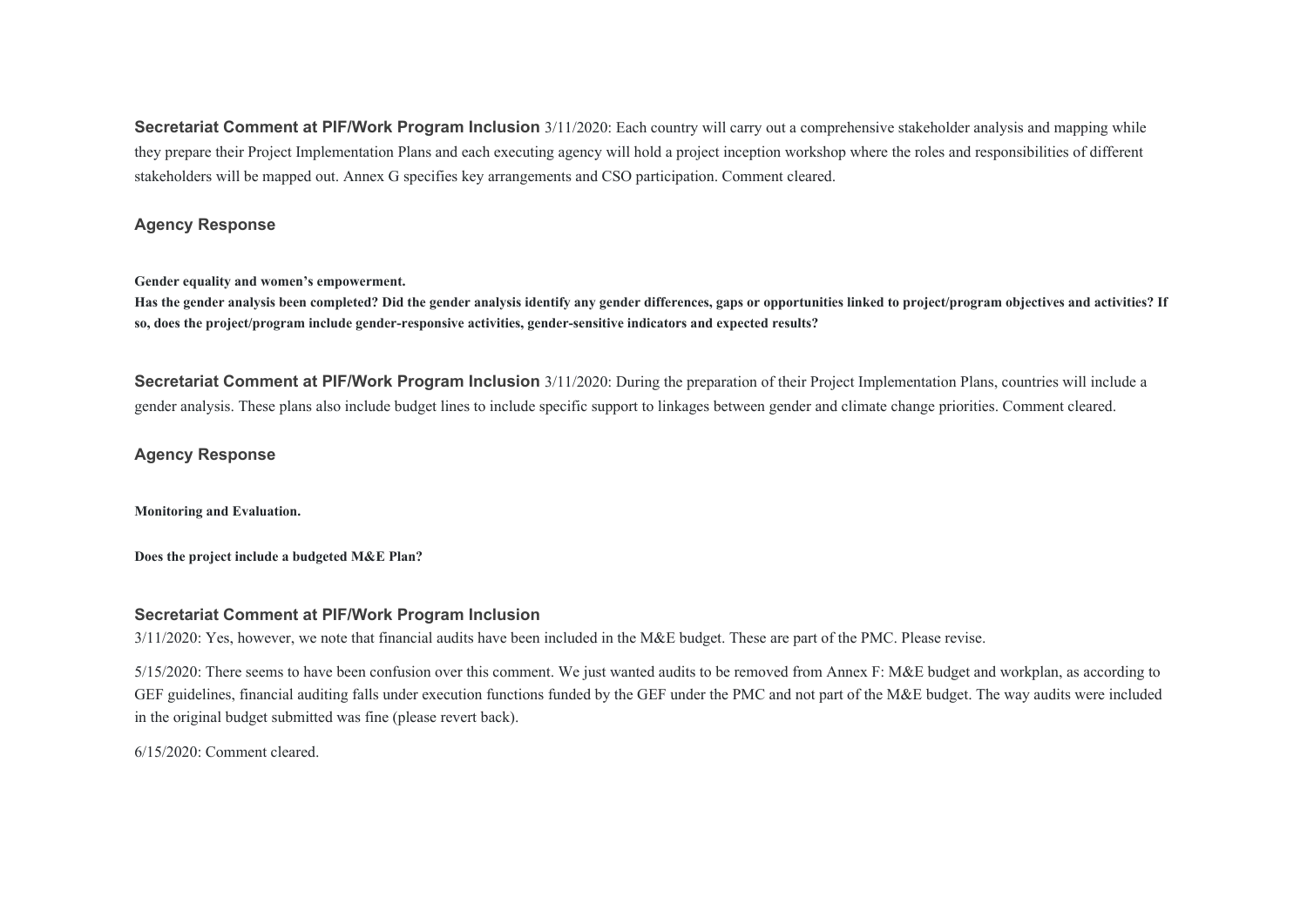**Secretariat Comment at PIF/Work Program Inclusion** 3/11/2020: Each country will carry out a comprehensive stakeholder analysis and mapping while they prepare their Project Implementation Plans and each executing agency will hold a project inception workshop where the roles and responsibilities of different stakeholders will be mapped out. Annex G specifies key arrangements and CSO participation. Comment cleared.

**Agency Response**

**Gender equality and women's empowerment.**

**Has the gender analysis been completed? Did the gender analysis identify any gender differences, gaps or opportunities linked to project/program objectives and activities? If so, does the project/program include gender-responsive activities, gender-sensitive indicators and expected results?**

**Secretariat Comment at PIF/Work Program Inclusion** 3/11/2020: During the preparation of their Project Implementation Plans, countries will include a gender analysis. These plans also include budget lines to include specific support to linkages between gender and climate change priorities. Comment cleared.

**Agency Response**

**Monitoring and Evaluation.**

**Does the project include a budgeted M&E Plan?**

**Secretariat Comment at PIF/Work Program Inclusion**

3/11/2020: Yes, however, we note that financial audits have been included in the M&E budget. These are part of the PMC. Please revise.

5/15/2020: There seems to have been confusion over this comment. We just wanted audits to be removed from Annex F: M&E budget and workplan, as according to GEF guidelines, financial auditing falls under execution functions funded by the GEF under the PMC and not part of the M&E budget. The way audits were included in the original budget submitted was fine (please revert back).

6/15/2020: Comment cleared.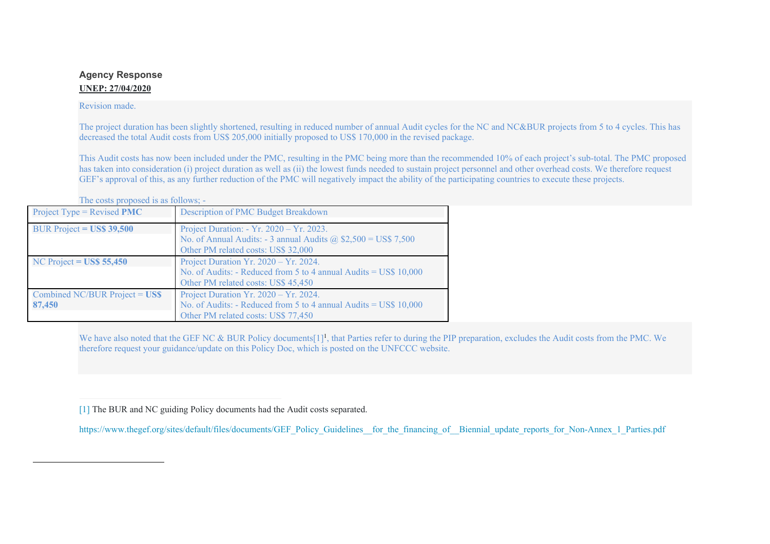### Agency Response

**UNEP: 27/04/2020**

Revision made.

The project duration has been slightly shortened, resulting in reduced number of annual Audit cycles for the NC and NC&BUR projects from 5 to 4 cycles. This has decreased the total Audit costs from US$ 205,000 initially proposed to US$ 170,000 in the revised package.

This Audit costs has now been included under the PMC, resulting in the PMC being more than the recommended 10% of each project's sub-total. The PMC proposed has taken into consideration (i) project duration as well as (ii) the lowest funds needed to sustain project personnel and other overhead costs. We therefore request GEF's approval of this, as any further reduction of the PMC will negatively impact the ability of the participating countries to execute these projects.

The costs proposed is as follows; -

| Project Type = Revised **PMC** | Description of PMC Budget Breakdown |
|---|---|
| BUR Project **= US$ 39,500** | Project Duration: - Yr. 2020 – Yr. 2023.<br>No. of Annual Audits: - 3 annual Audits @ $2,500 = US$ 7,500<br>Other PM related costs: US$ 32,000 |
| NC Project **= US$ 55,450** | Project Duration Yr. 2020 – Yr. 2024.<br>No. of Audits: - Reduced from 5 to 4 annual Audits = US$ 10,000<br>Other PM related costs: US$ 45,450 |
| Combined NC/BUR Project = **US$ 87,450** | Project Duration Yr. 2020 – Yr. 2024.<br>No. of Audits: - Reduced from 5 to 4 annual Audits = US$ 10,000<br>Other PM related costs: US$ 77,450 |

We have also noted that the GEF NC & BUR Policy documents[1][1], that Parties refer to during the PIP preparation, excludes the Audit costs from the PMC. We therefore request your guidance/update on this Policy Doc, which is posted on the UNFCCC website.

[1] The BUR and NC guiding Policy documents had the Audit costs separated.

https://www.thegef.org/sites/default/files/documents/GEF_Policy_Guidelines__for_the_financing_of__Biennial_update_reports_for_Non-Annex_1_Parties.pdf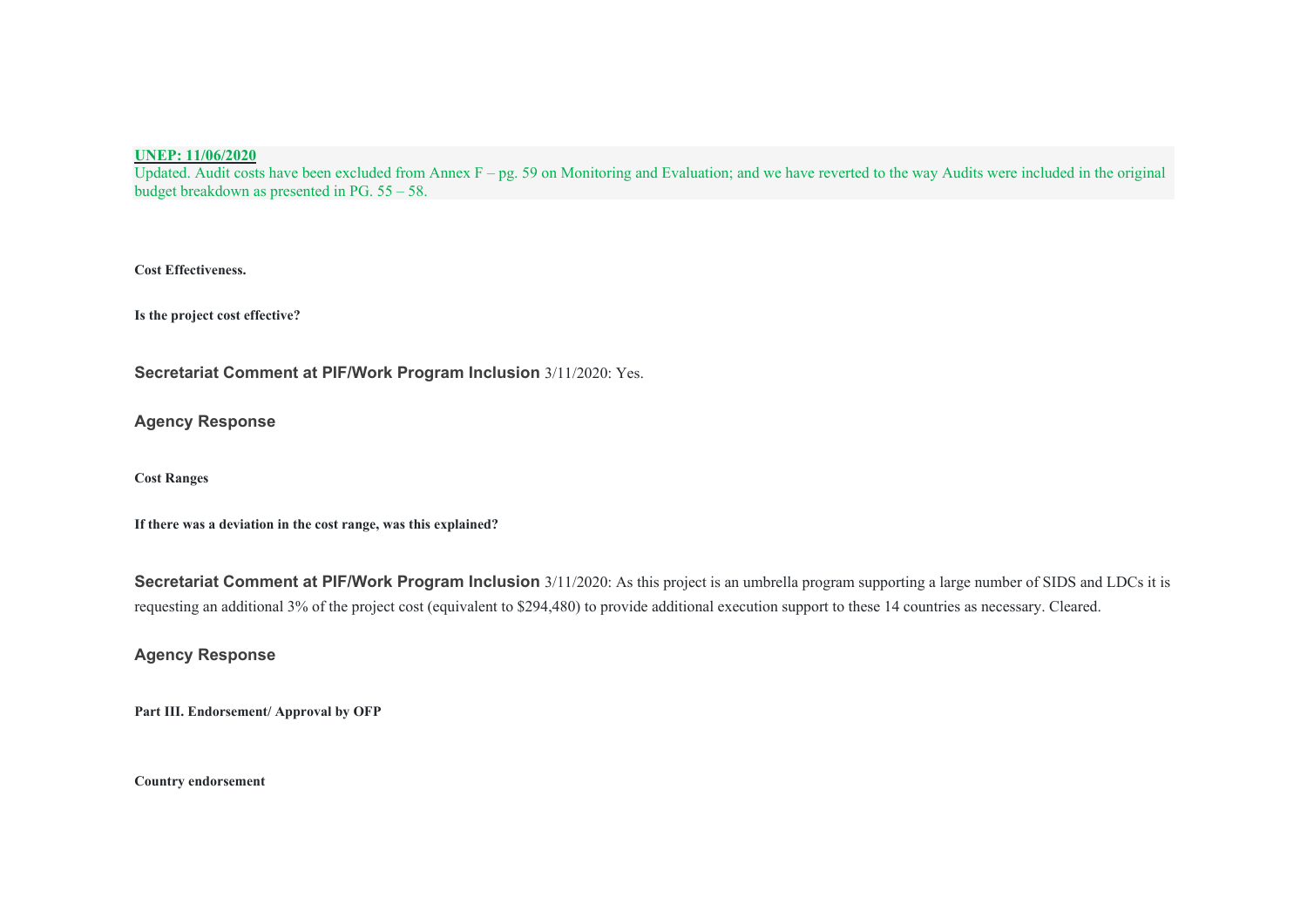**UNEP: 11/06/2020**
Updated. Audit costs have been excluded from Annex F – pg. 59 on Monitoring and Evaluation; and we have reverted to the way Audits were included in the original budget breakdown as presented in PG. 55 – 58.

**Cost Effectiveness.**

**Is the project cost effective?**

**Secretariat Comment at PIF/Work Program Inclusion** 3/11/2020: Yes.

**Agency Response**

**Cost Ranges**

**If there was a deviation in the cost range, was this explained?**

**Secretariat Comment at PIF/Work Program Inclusion** 3/11/2020: As this project is an umbrella program supporting a large number of SIDS and LDCs it is requesting an additional 3% of the project cost (equivalent to $294,480) to provide additional execution support to these 14 countries as necessary. Cleared.

**Agency Response**

**Part III. Endorsement/ Approval by OFP**

**Country endorsement**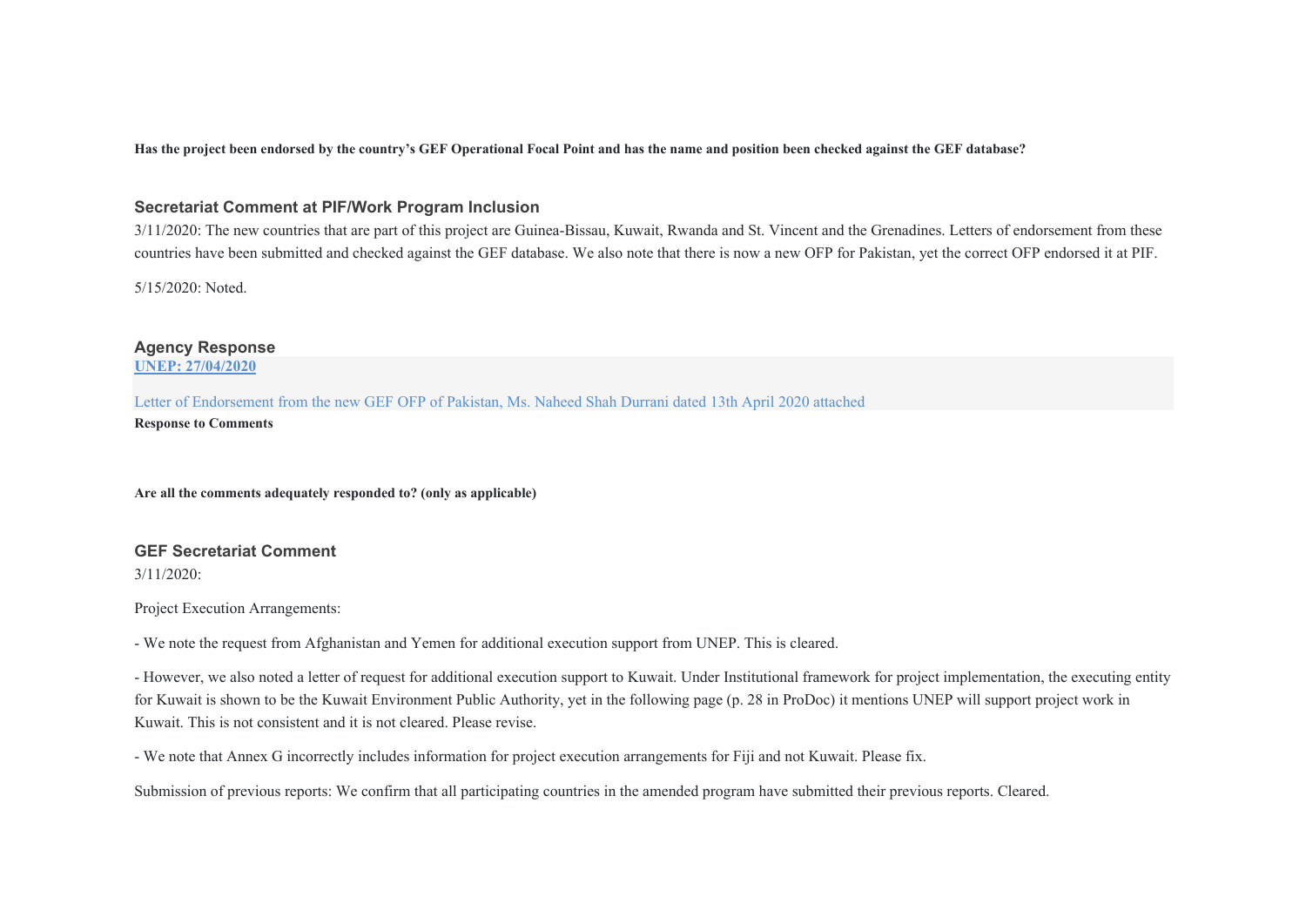**Has the project been endorsed by the country's GEF Operational Focal Point and has the name and position been checked against the GEF database?**

### Secretariat Comment at PIF/Work Program Inclusion

3/11/2020: The new countries that are part of this project are Guinea-Bissau, Kuwait, Rwanda and St. Vincent and the Grenadines. Letters of endorsement from these countries have been submitted and checked against the GEF database. We also note that there is now a new OFP for Pakistan, yet the correct OFP endorsed it at PIF.

5/15/2020: Noted.

### Agency Response

**UNEP: 27/04/2020**

Letter of Endorsement from the new GEF OFP of Pakistan, Ms. Naheed Shah Durrani dated 13th April 2020 attached

**Response to Comments**

**Are all the comments adequately responded to? (only as applicable)**

### GEF Secretariat Comment

3/11/2020:

Project Execution Arrangements:

- We note the request from Afghanistan and Yemen for additional execution support from UNEP. This is cleared.

- However, we also noted a letter of request for additional execution support to Kuwait. Under Institutional framework for project implementation, the executing entity for Kuwait is shown to be the Kuwait Environment Public Authority, yet in the following page (p. 28 in ProDoc) it mentions UNEP will support project work in Kuwait. This is not consistent and it is not cleared. Please revise.

- We note that Annex G incorrectly includes information for project execution arrangements for Fiji and not Kuwait. Please fix.

Submission of previous reports: We confirm that all participating countries in the amended program have submitted their previous reports. Cleared.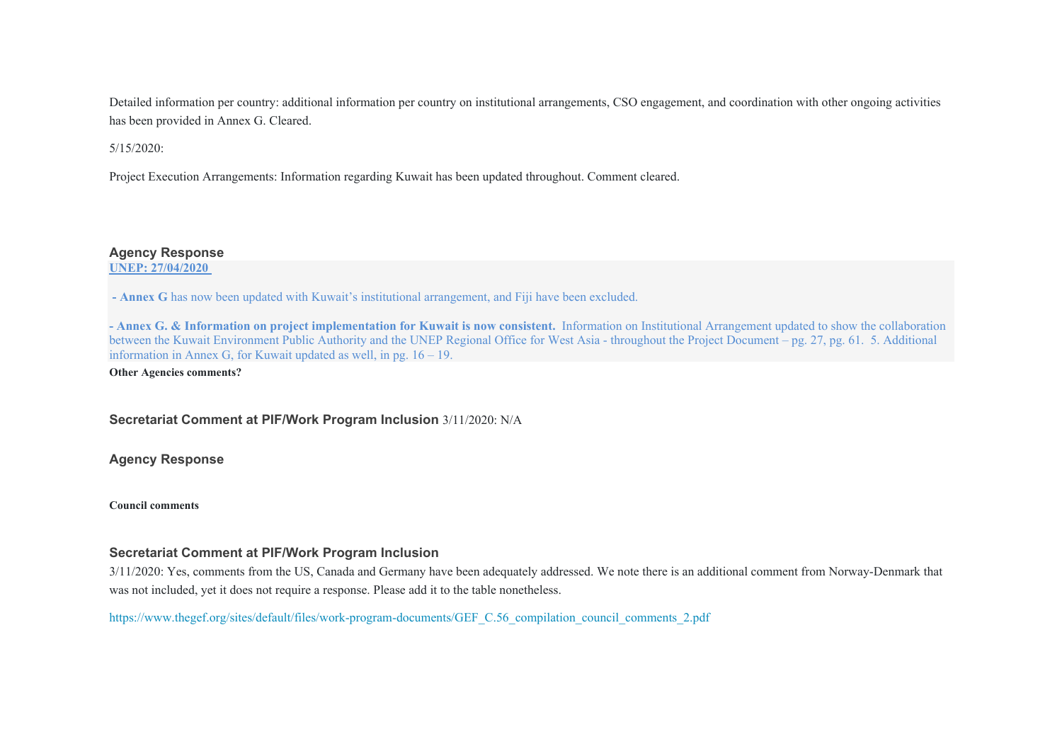Detailed information per country: additional information per country on institutional arrangements, CSO engagement, and coordination with other ongoing activities has been provided in Annex G. Cleared.

5/15/2020:

Project Execution Arrangements: Information regarding Kuwait has been updated throughout. Comment cleared.

### Agency Response

**UNEP: 27/04/2020**

**- Annex G** has now been updated with Kuwait's institutional arrangement, and Fiji have been excluded.

**- Annex G. & Information on project implementation for Kuwait is now consistent.** Information on Institutional Arrangement updated to show the collaboration between the Kuwait Environment Public Authority and the UNEP Regional Office for West Asia - throughout the Project Document – pg. 27, pg. 61. 5. Additional information in Annex G, for Kuwait updated as well, in pg. 16 – 19.

**Other Agencies comments?**

### Secretariat Comment at PIF/Work Program Inclusion 3/11/2020: N/A

### Agency Response

**Council comments**

### Secretariat Comment at PIF/Work Program Inclusion

3/11/2020: Yes, comments from the US, Canada and Germany have been adequately addressed. We note there is an additional comment from Norway-Denmark that was not included, yet it does not require a response. Please add it to the table nonetheless.

https://www.thegef.org/sites/default/files/work-program-documents/GEF_C.56_compilation_council_comments_2.pdf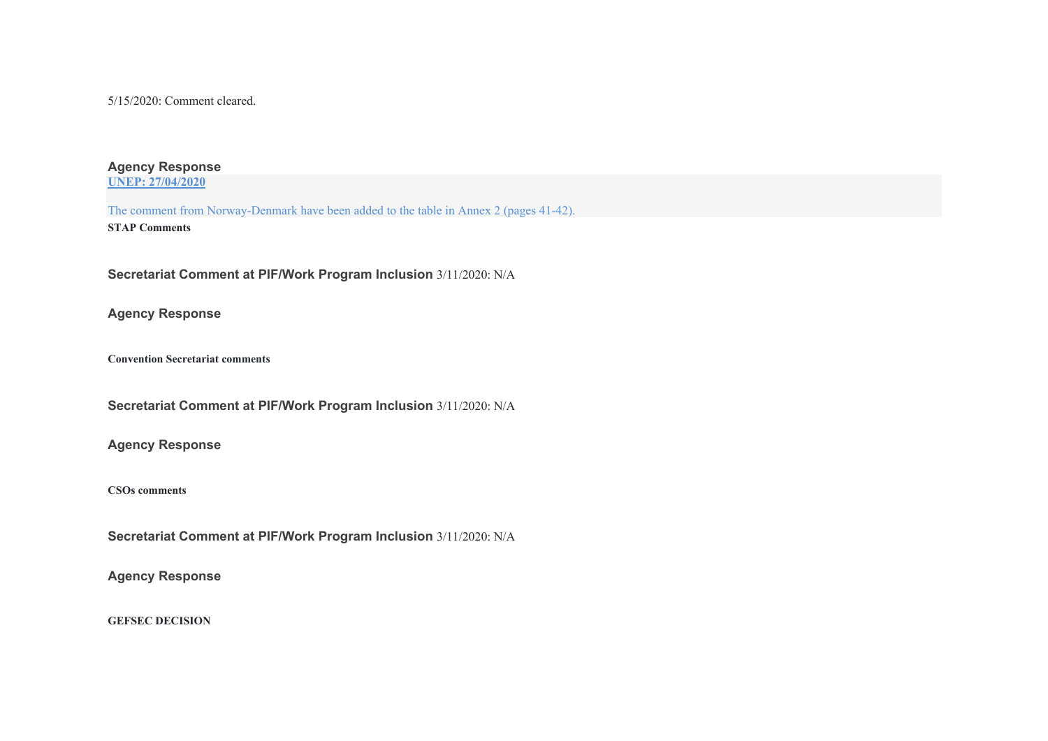5/15/2020: Comment cleared.

**Agency Response**

**UNEP: 27/04/2020**

The comment from Norway-Denmark have been added to the table in Annex 2 (pages 41-42).

**STAP Comments**

**Secretariat Comment at PIF/Work Program Inclusion** 3/11/2020: N/A

**Agency Response**

**Convention Secretariat comments**

**Secretariat Comment at PIF/Work Program Inclusion** 3/11/2020: N/A

**Agency Response**

**CSOs comments**

**Secretariat Comment at PIF/Work Program Inclusion** 3/11/2020: N/A

**Agency Response**

**GEFSEC DECISION**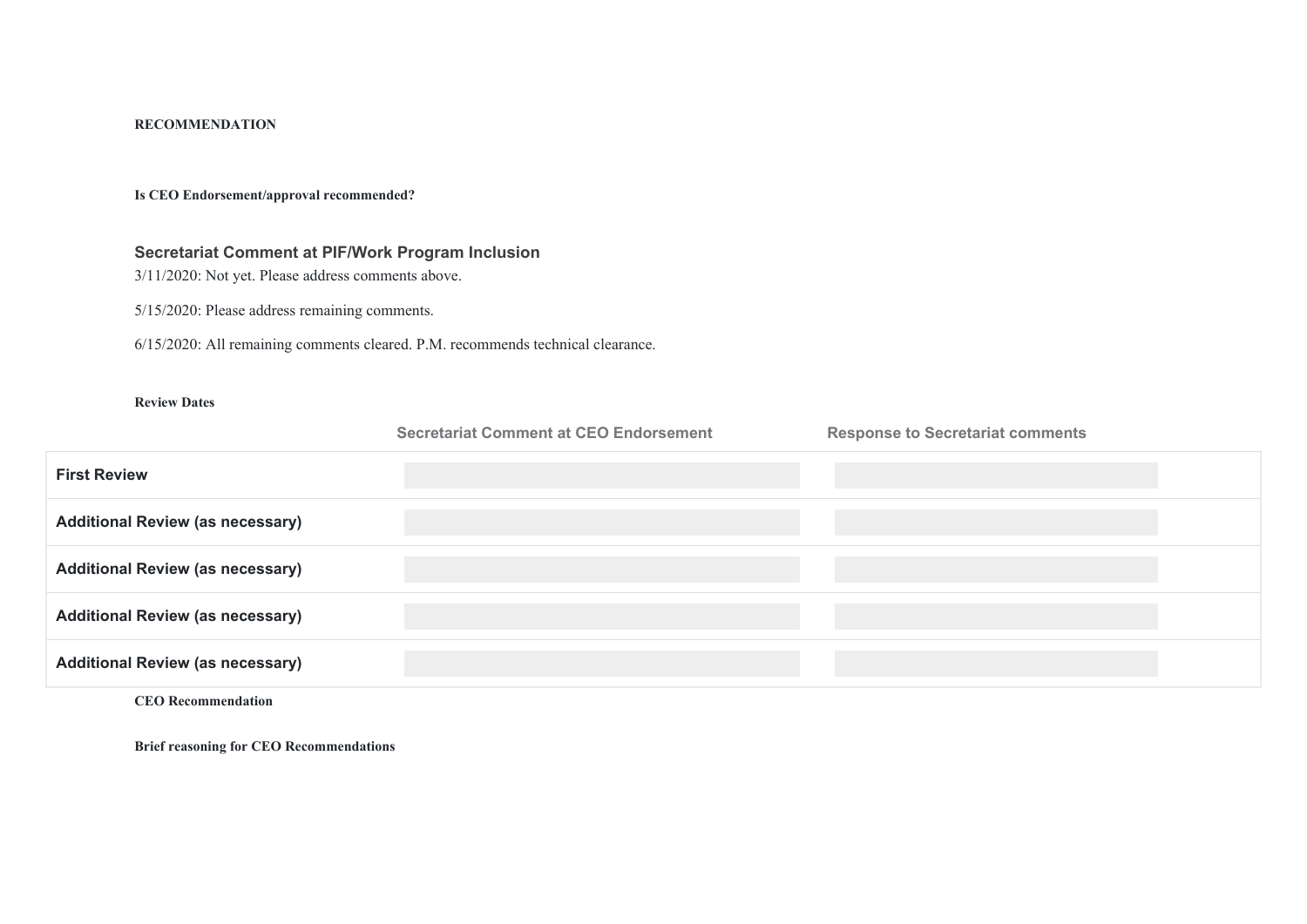**RECOMMENDATION**

**Is CEO Endorsement/approval recommended?**

### Secretariat Comment at PIF/Work Program Inclusion

3/11/2020: Not yet. Please address comments above.

5/15/2020: Please address remaining comments.

6/15/2020: All remaining comments cleared. P.M. recommends technical clearance.

**Review Dates**

| | Secretariat Comment at CEO Endorsement | Response to Secretariat comments |
|---|---|---|
| **First Review** | | |
| **Additional Review (as necessary)** | | |
| **Additional Review (as necessary)** | | |
| **Additional Review (as necessary)** | | |
| **Additional Review (as necessary)** | | |

**CEO Recommendation**

**Brief reasoning for CEO Recommendations**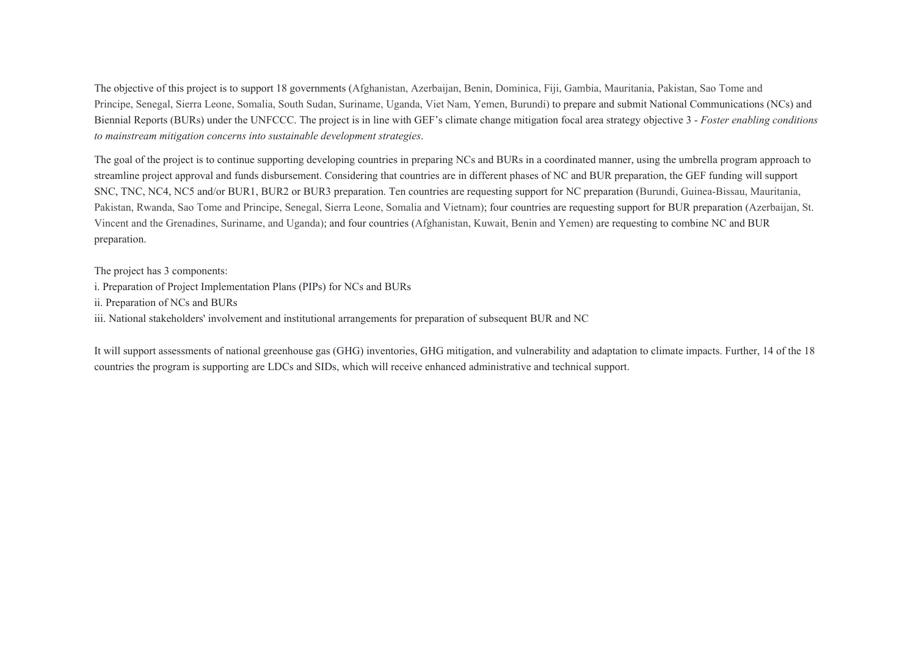The objective of this project is to support 18 governments (Afghanistan, Azerbaijan, Benin, Dominica, Fiji, Gambia, Mauritania, Pakistan, Sao Tome and Principe, Senegal, Sierra Leone, Somalia, South Sudan, Suriname, Uganda, Viet Nam, Yemen, Burundi) to prepare and submit National Communications (NCs) and Biennial Reports (BURs) under the UNFCCC. The project is in line with GEF's climate change mitigation focal area strategy objective 3 - *Foster enabling conditions to mainstream mitigation concerns into sustainable development strategies*.

The goal of the project is to continue supporting developing countries in preparing NCs and BURs in a coordinated manner, using the umbrella program approach to streamline project approval and funds disbursement. Considering that countries are in different phases of NC and BUR preparation, the GEF funding will support SNC, TNC, NC4, NC5 and/or BUR1, BUR2 or BUR3 preparation. Ten countries are requesting support for NC preparation (Burundi, Guinea-Bissau, Mauritania, Pakistan, Rwanda, Sao Tome and Principe, Senegal, Sierra Leone, Somalia and Vietnam); four countries are requesting support for BUR preparation (Azerbaijan, St. Vincent and the Grenadines, Suriname, and Uganda); and four countries (Afghanistan, Kuwait, Benin and Yemen) are requesting to combine NC and BUR preparation.

The project has 3 components:

i. Preparation of Project Implementation Plans (PIPs) for NCs and BURs
ii. Preparation of NCs and BURs
iii. National stakeholders' involvement and institutional arrangements for preparation of subsequent BUR and NC

It will support assessments of national greenhouse gas (GHG) inventories, GHG mitigation, and vulnerability and adaptation to climate impacts. Further, 14 of the 18 countries the program is supporting are LDCs and SIDs, which will receive enhanced administrative and technical support.